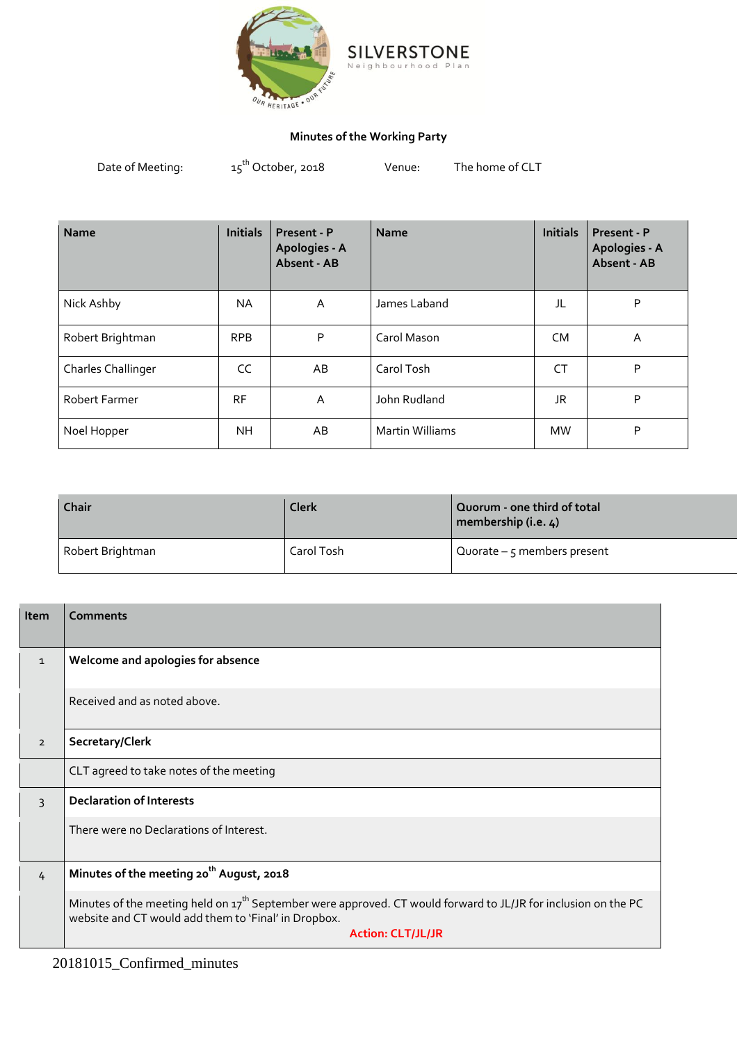SILVERSTONE
Neighbourhood Plan

OUR HERITAGE • OUR FUTURE

**Minutes of the Working Party**

Date of Meeting: 15th October, 2018 Venue: The home of CLT

| Name | Initials | Present - P Apologies - A Absent - AB | Name | Initials | Present - P Apologies - A Absent - AB |
|---|---|---|---|---|---|
| Nick Ashby | NA | A | James Laband | JL | P |
| Robert Brightman | RPB | P | Carol Mason | CM | A |
| Charles Challinger | CC | AB | Carol Tosh | CT | P |
| Robert Farmer | RF | A | John Rudland | JR | P |
| Noel Hopper | NH | AB | Martin Williams | MW | P |

| Chair | Clerk | Quorum - one third of total membership (i.e. 4) |
|---|---|---|
| Robert Brightman | Carol Tosh | Quorate – 5 members present |

| Item | Comments |
|---|---|
| 1 | **Welcome and apologies for absence** |
| | Received and as noted above. |
| 2 | **Secretary/Clerk** |
| | CLT agreed to take notes of the meeting |
| 3 | **Declaration of Interests** |
| | There were no Declarations of Interest. |
| 4 | **Minutes of the meeting 20th August, 2018** |
| | Minutes of the meeting held on 17th September were approved. CT would forward to JL/JR for inclusion on the PC website and CT would add them to 'Final' in Dropbox. **Action: CLT/JL/JR** |

20181015_Confirmed_minutes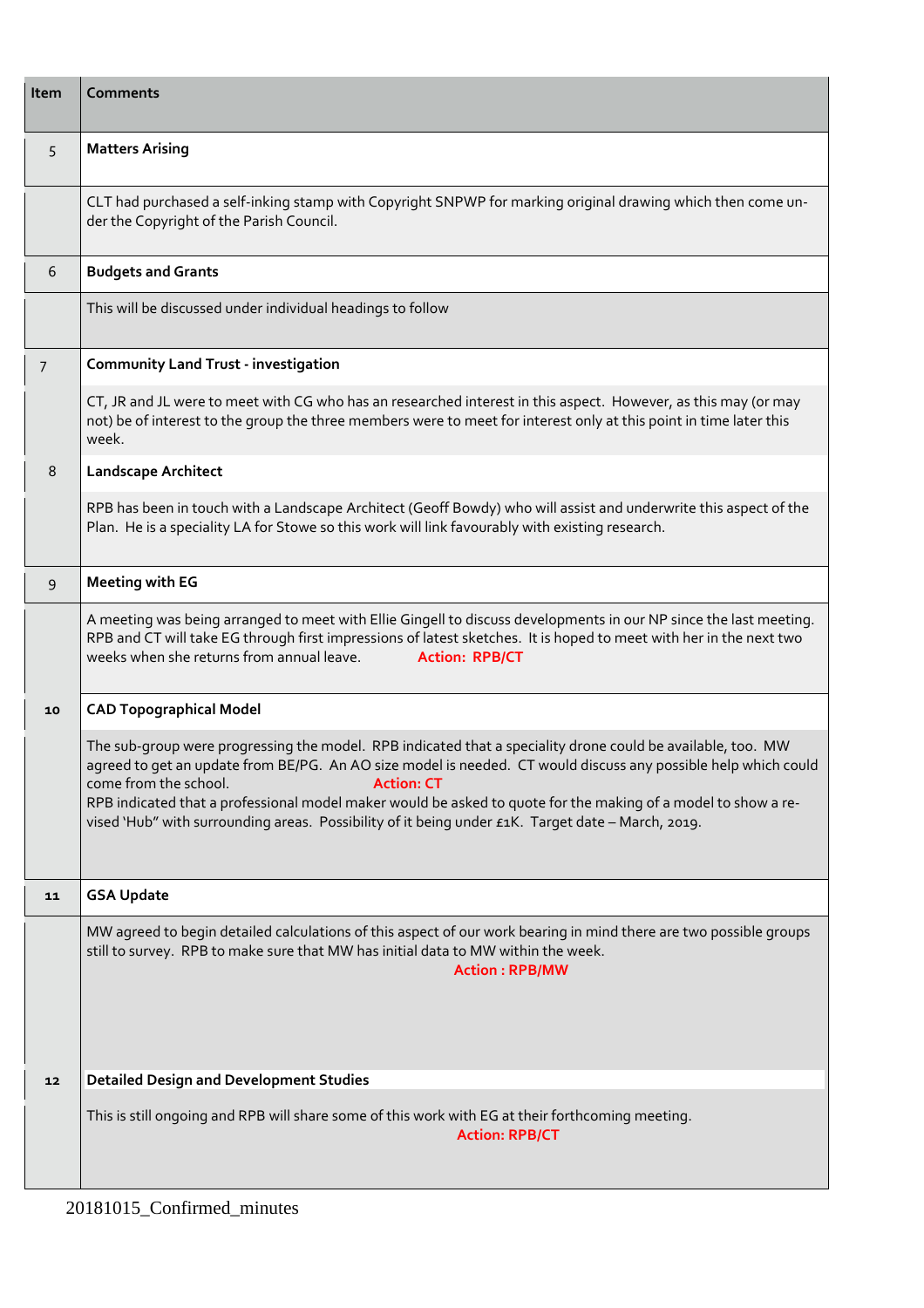| Item | Comments |
|---|---|
| 5 | **Matters Arising** |
| | CLT had purchased a self-inking stamp with Copyright SNPWP for marking original drawing which then come under the Copyright of the Parish Council. |
| 6 | **Budgets and Grants** |
| | This will be discussed under individual headings to follow |
| 7 | **Community Land Trust - investigation** |
| | CT, JR and JL were to meet with CG who has an researched interest in this aspect. However, as this may (or may not) be of interest to the group the three members were to meet for interest only at this point in time later this week. |
| 8 | **Landscape Architect** |
| | RPB has been in touch with a Landscape Architect (Geoff Bowdy) who will assist and underwrite this aspect of the Plan. He is a speciality LA for Stowe so this work will link favourably with existing research. |
| 9 | **Meeting with EG** |
| | A meeting was being arranged to meet with Ellie Gingell to discuss developments in our NP since the last meeting. RPB and CT will take EG through first impressions of latest sketches. It is hoped to meet with her in the next two weeks when she returns from annual leave. **Action: RPB/CT** |
| 10 | **CAD Topographical Model** |
| | The sub-group were progressing the model. RPB indicated that a speciality drone could be available, too. MW agreed to get an update from BE/PG. An AO size model is needed. CT would discuss any possible help which could come from the school. **Action: CT**<br>RPB indicated that a professional model maker would be asked to quote for the making of a model to show a revised 'Hub" with surrounding areas. Possibility of it being under £1K. Target date – March, 2019. |
| 11 | **GSA Update** |
| | MW agreed to begin detailed calculations of this aspect of our work bearing in mind there are two possible groups still to survey. RPB to make sure that MW has initial data to MW within the week. **Action : RPB/MW** |
| 12 | **Detailed Design and Development Studies** |
| | This is still ongoing and RPB will share some of this work with EG at their forthcoming meeting. **Action: RPB/CT** |

20181015_Confirmed_minutes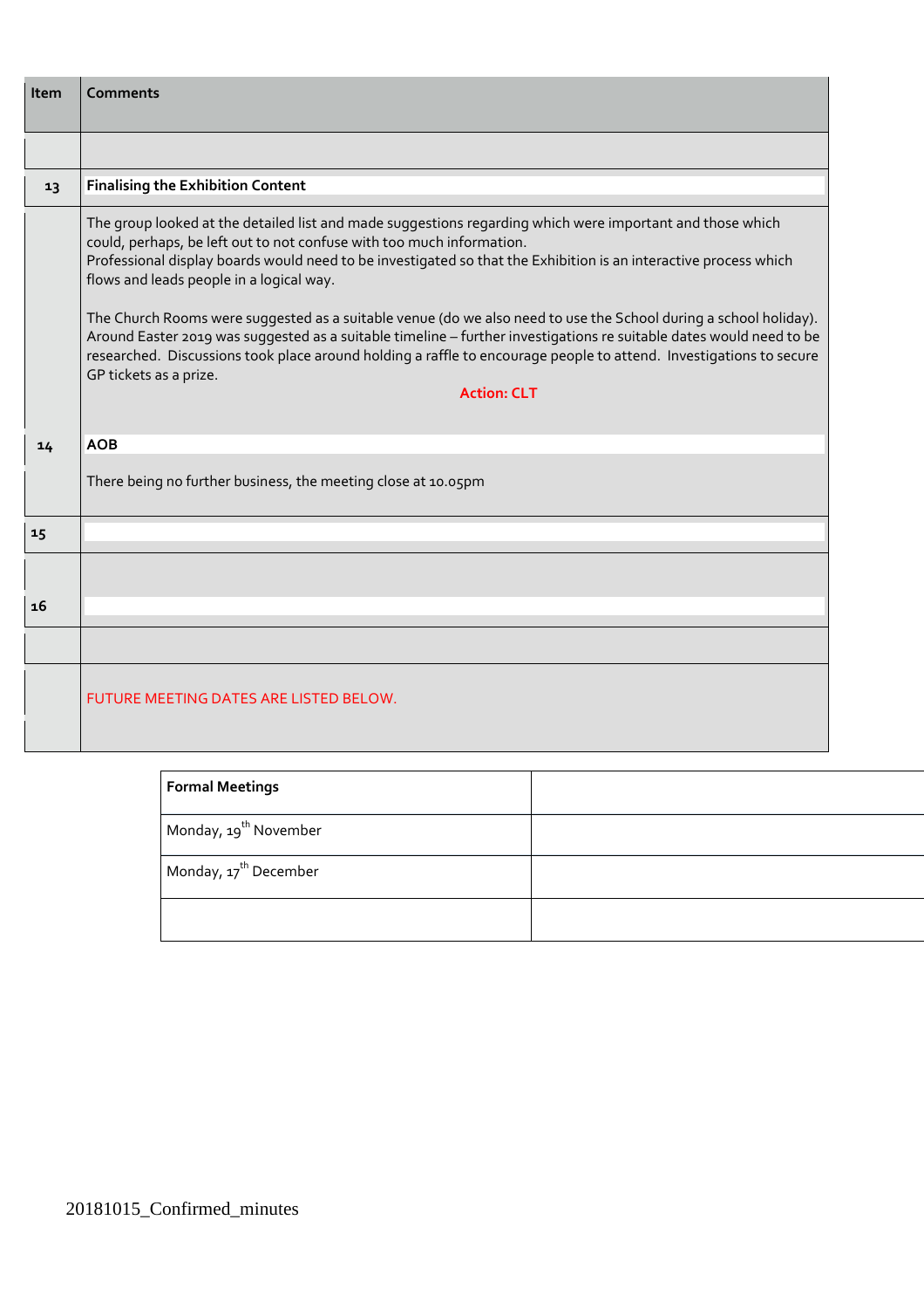| Item | Comments |
|---|---|
| | |
| 13 | **Finalising the Exhibition Content** |
| | The group looked at the detailed list and made suggestions regarding which were important and those which could, perhaps, be left out to not confuse with too much information.<br>Professional display boards would need to be investigated so that the Exhibition is an interactive process which flows and leads people in a logical way.<br><br>The Church Rooms were suggested as a suitable venue (do we also need to use the School during a school holiday). Around Easter 2019 was suggested as a suitable timeline – further investigations re suitable dates would need to be researched. Discussions took place around holding a raffle to encourage people to attend. Investigations to secure GP tickets as a prize.<br>**Action: CLT** |
| 14 | **AOB** |
| | There being no further business, the meeting close at 10.05pm |
| 15 | |
| | |
| 16 | |
| | |
| | FUTURE MEETING DATES ARE LISTED BELOW. |

| **Formal Meetings** | |
|---|---|
| Monday, 19th November | |
| Monday, 17th December | |
| | |

20181015_Confirmed_minutes